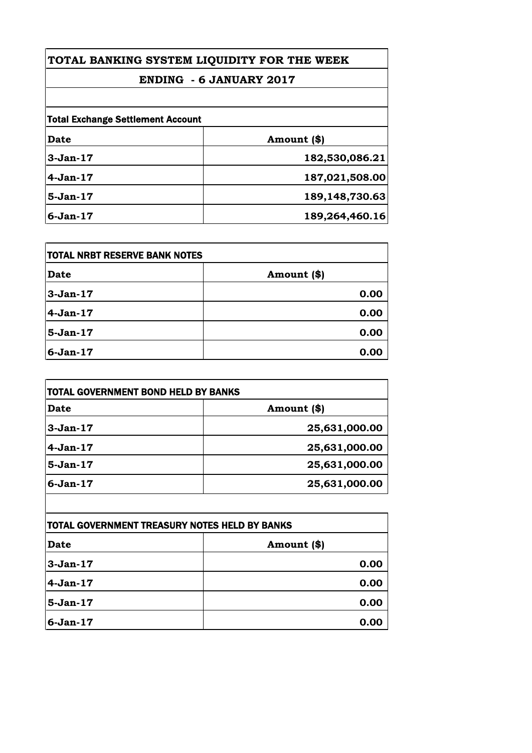# TOTAL BANKING SYSTEM LIQUIDITY FOR THE WEEK

## ENDING - 6 JANUARY 2017

**Total Exchange Settlement Account**

| Date | Amount ($) |
|---|---|
| 3-Jan-17 | 182,530,086.21 |
| 4-Jan-17 | 187,021,508.00 |
| 5-Jan-17 | 189,148,730.63 |
| 6-Jan-17 | 189,264,460.16 |

**TOTAL NRBT RESERVE BANK NOTES**

| Date | Amount ($) |
|---|---|
| 3-Jan-17 | 0.00 |
| 4-Jan-17 | 0.00 |
| 5-Jan-17 | 0.00 |
| 6-Jan-17 | 0.00 |

**TOTAL GOVERNMENT BOND HELD BY BANKS**

| Date | Amount ($) |
|---|---|
| 3-Jan-17 | 25,631,000.00 |
| 4-Jan-17 | 25,631,000.00 |
| 5-Jan-17 | 25,631,000.00 |
| 6-Jan-17 | 25,631,000.00 |

**TOTAL GOVERNMENT TREASURY NOTES HELD BY BANKS**

| Date | Amount ($) |
|---|---|
| 3-Jan-17 | 0.00 |
| 4-Jan-17 | 0.00 |
| 5-Jan-17 | 0.00 |
| 6-Jan-17 | 0.00 |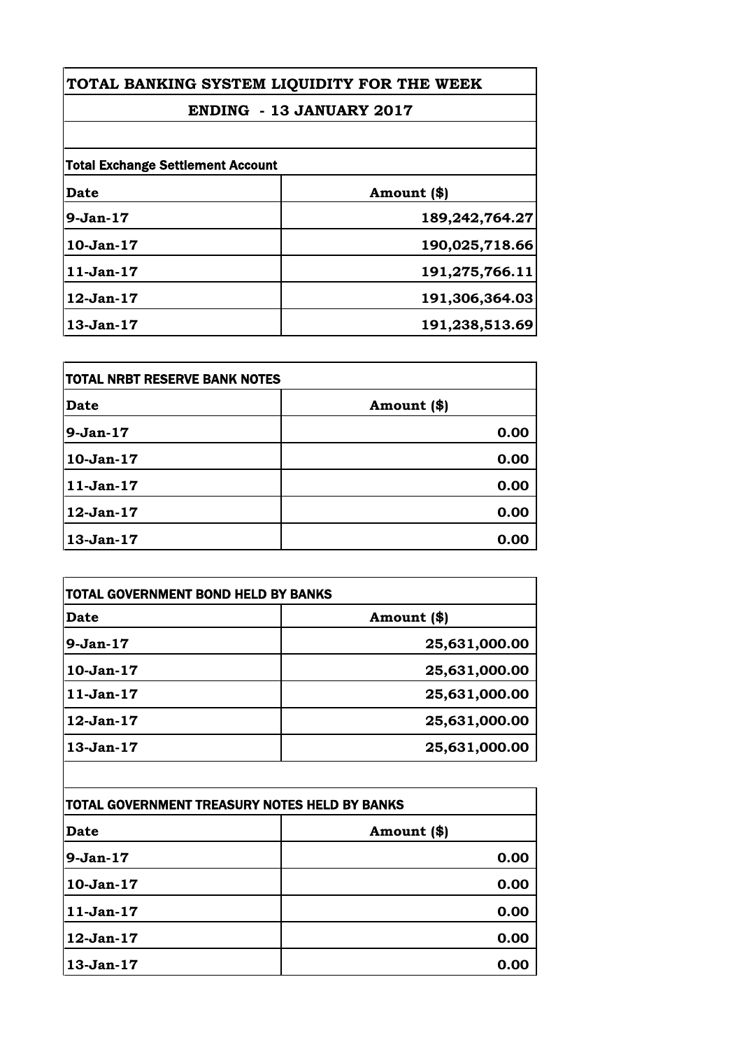# TOTAL BANKING SYSTEM LIQUIDITY FOR THE WEEK

## ENDING - 13 JANUARY 2017

**Total Exchange Settlement Account**

| Date | Amount ($) |
|---|---|
| 9-Jan-17 | 189,242,764.27 |
| 10-Jan-17 | 190,025,718.66 |
| 11-Jan-17 | 191,275,766.11 |
| 12-Jan-17 | 191,306,364.03 |
| 13-Jan-17 | 191,238,513.69 |

**TOTAL NRBT RESERVE BANK NOTES**

| Date | Amount ($) |
|---|---|
| 9-Jan-17 | 0.00 |
| 10-Jan-17 | 0.00 |
| 11-Jan-17 | 0.00 |
| 12-Jan-17 | 0.00 |
| 13-Jan-17 | 0.00 |

**TOTAL GOVERNMENT BOND HELD BY BANKS**

| Date | Amount ($) |
|---|---|
| 9-Jan-17 | 25,631,000.00 |
| 10-Jan-17 | 25,631,000.00 |
| 11-Jan-17 | 25,631,000.00 |
| 12-Jan-17 | 25,631,000.00 |
| 13-Jan-17 | 25,631,000.00 |

**TOTAL GOVERNMENT TREASURY NOTES HELD BY BANKS**

| Date | Amount ($) |
|---|---|
| 9-Jan-17 | 0.00 |
| 10-Jan-17 | 0.00 |
| 11-Jan-17 | 0.00 |
| 12-Jan-17 | 0.00 |
| 13-Jan-17 | 0.00 |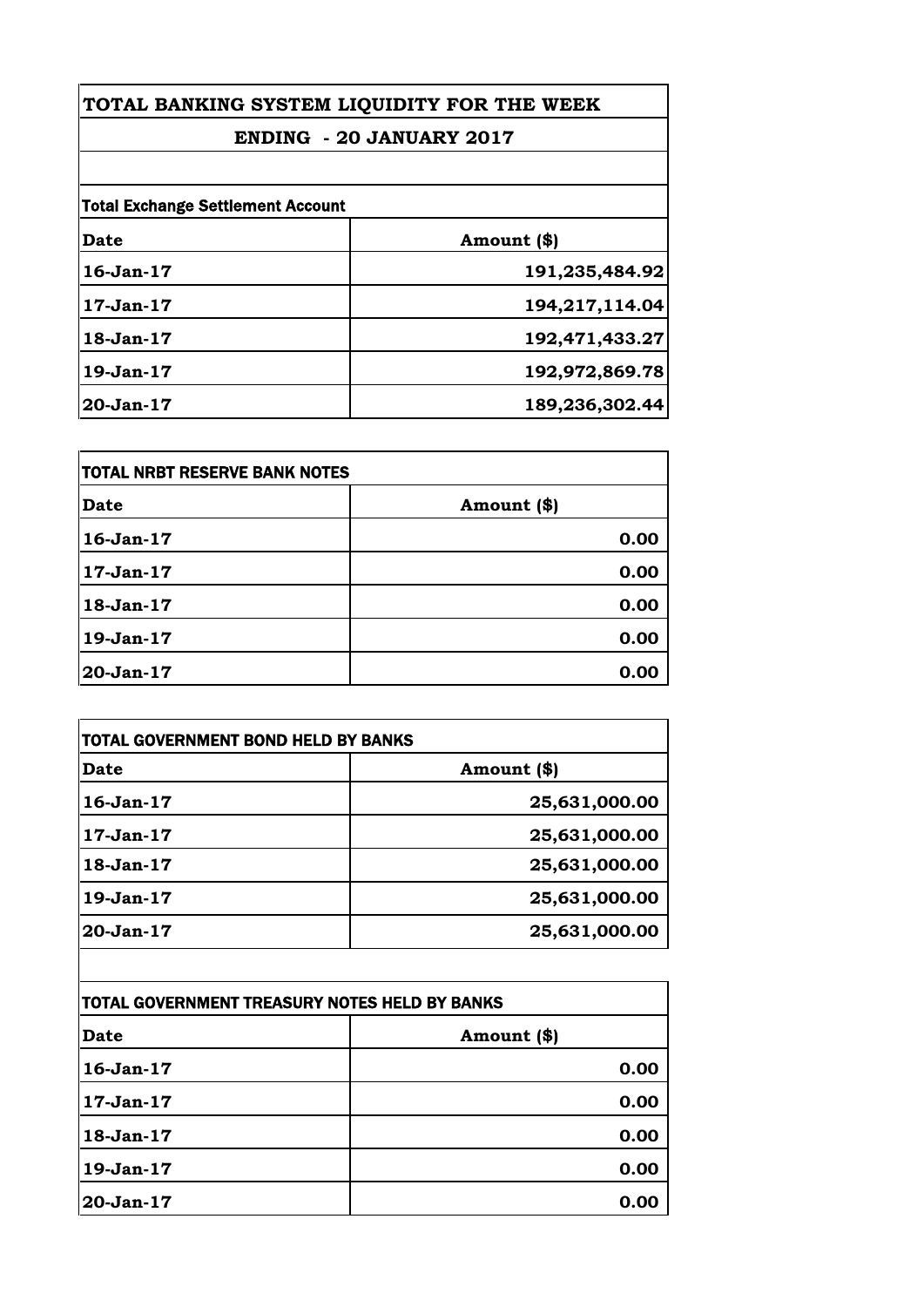# TOTAL BANKING SYSTEM LIQUIDITY FOR THE WEEK

## ENDING - 20 JANUARY 2017

**Total Exchange Settlement Account**

| Date | Amount ($) |
|---|---|
| 16-Jan-17 | 191,235,484.92 |
| 17-Jan-17 | 194,217,114.04 |
| 18-Jan-17 | 192,471,433.27 |
| 19-Jan-17 | 192,972,869.78 |
| 20-Jan-17 | 189,236,302.44 |

**TOTAL NRBT RESERVE BANK NOTES**

| Date | Amount ($) |
|---|---|
| 16-Jan-17 | 0.00 |
| 17-Jan-17 | 0.00 |
| 18-Jan-17 | 0.00 |
| 19-Jan-17 | 0.00 |
| 20-Jan-17 | 0.00 |

**TOTAL GOVERNMENT BOND HELD BY BANKS**

| Date | Amount ($) |
|---|---|
| 16-Jan-17 | 25,631,000.00 |
| 17-Jan-17 | 25,631,000.00 |
| 18-Jan-17 | 25,631,000.00 |
| 19-Jan-17 | 25,631,000.00 |
| 20-Jan-17 | 25,631,000.00 |

**TOTAL GOVERNMENT TREASURY NOTES HELD BY BANKS**

| Date | Amount ($) |
|---|---|
| 16-Jan-17 | 0.00 |
| 17-Jan-17 | 0.00 |
| 18-Jan-17 | 0.00 |
| 19-Jan-17 | 0.00 |
| 20-Jan-17 | 0.00 |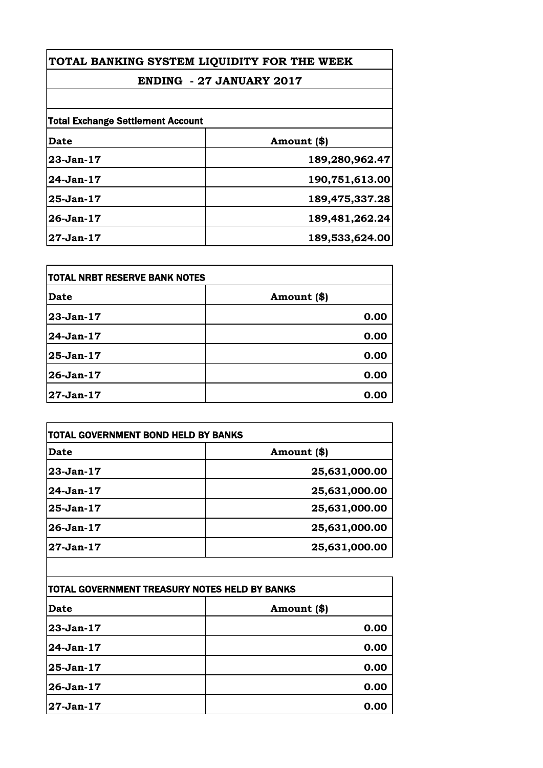# TOTAL BANKING SYSTEM LIQUIDITY FOR THE WEEK

## ENDING - 27 JANUARY 2017

**Total Exchange Settlement Account**

| Date | Amount ($) |
|---|---|
| 23-Jan-17 | 189,280,962.47 |
| 24-Jan-17 | 190,751,613.00 |
| 25-Jan-17 | 189,475,337.28 |
| 26-Jan-17 | 189,481,262.24 |
| 27-Jan-17 | 189,533,624.00 |

**TOTAL NRBT RESERVE BANK NOTES**

| Date | Amount ($) |
|---|---|
| 23-Jan-17 | 0.00 |
| 24-Jan-17 | 0.00 |
| 25-Jan-17 | 0.00 |
| 26-Jan-17 | 0.00 |
| 27-Jan-17 | 0.00 |

**TOTAL GOVERNMENT BOND HELD BY BANKS**

| Date | Amount ($) |
|---|---|
| 23-Jan-17 | 25,631,000.00 |
| 24-Jan-17 | 25,631,000.00 |
| 25-Jan-17 | 25,631,000.00 |
| 26-Jan-17 | 25,631,000.00 |
| 27-Jan-17 | 25,631,000.00 |

**TOTAL GOVERNMENT TREASURY NOTES HELD BY BANKS**

| Date | Amount ($) |
|---|---|
| 23-Jan-17 | 0.00 |
| 24-Jan-17 | 0.00 |
| 25-Jan-17 | 0.00 |
| 26-Jan-17 | 0.00 |
| 27-Jan-17 | 0.00 |